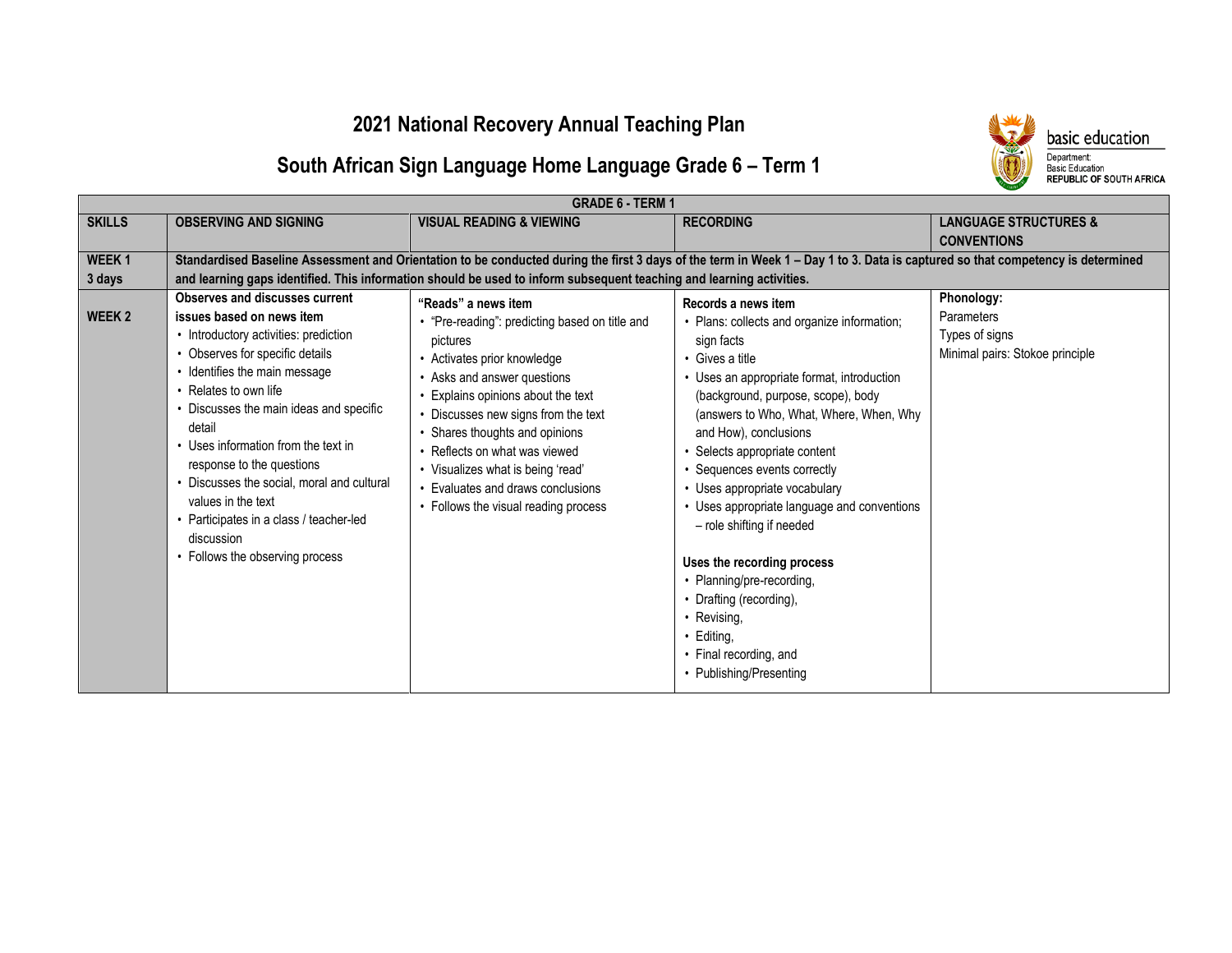# 2021 National Recovery Annual Teaching Plan

## South African Sign Language Home Language Grade 6 – Term 1

basic education

Department:
Basic Education
REPUBLIC OF SOUTH AFRICA

| GRADE 6 - TERM 1 | | | | |
|---|---|---|---|---|
| **SKILLS** | **OBSERVING AND SIGNING** | **VISUAL READING & VIEWING** | **RECORDING** | **LANGUAGE STRUCTURES & CONVENTIONS** |
| **WEEK 1 3 days** | **Standardised Baseline Assessment and Orientation to be conducted during the first 3 days of the term in Week 1 – Day 1 to 3. Data is captured so that competency is determined and learning gaps identified. This information should be used to inform subsequent teaching and learning activities.** | | | |
| **WEEK 2** | **Observes and discusses current issues based on news item**<br>• Introductory activities: prediction<br>• Observes for specific details<br>• Identifies the main message<br>• Relates to own life<br>• Discusses the main ideas and specific detail<br>• Uses information from the text in response to the questions<br>• Discusses the social, moral and cultural values in the text<br>• Participates in a class / teacher-led discussion<br>• Follows the observing process | **"Reads" a news item**<br>• "Pre-reading": predicting based on title and pictures<br>• Activates prior knowledge<br>• Asks and answer questions<br>• Explains opinions about the text<br>• Discusses new signs from the text<br>• Shares thoughts and opinions<br>• Reflects on what was viewed<br>• Visualizes what is being 'read'<br>• Evaluates and draws conclusions<br>• Follows the visual reading process | **Records a news item**<br>• Plans: collects and organize information; sign facts<br>• Gives a title<br>• Uses an appropriate format, introduction (background, purpose, scope), body (answers to Who, What, Where, When, Why and How), conclusions<br>• Selects appropriate content<br>• Sequences events correctly<br>• Uses appropriate vocabulary<br>• Uses appropriate language and conventions – role shifting if needed<br><br>**Uses the recording process**<br>• Planning/pre-recording,<br>• Drafting (recording),<br>• Revising,<br>• Editing,<br>• Final recording, and<br>• Publishing/Presenting | **Phonology:**<br>Parameters<br>Types of signs<br>Minimal pairs: Stokoe principle |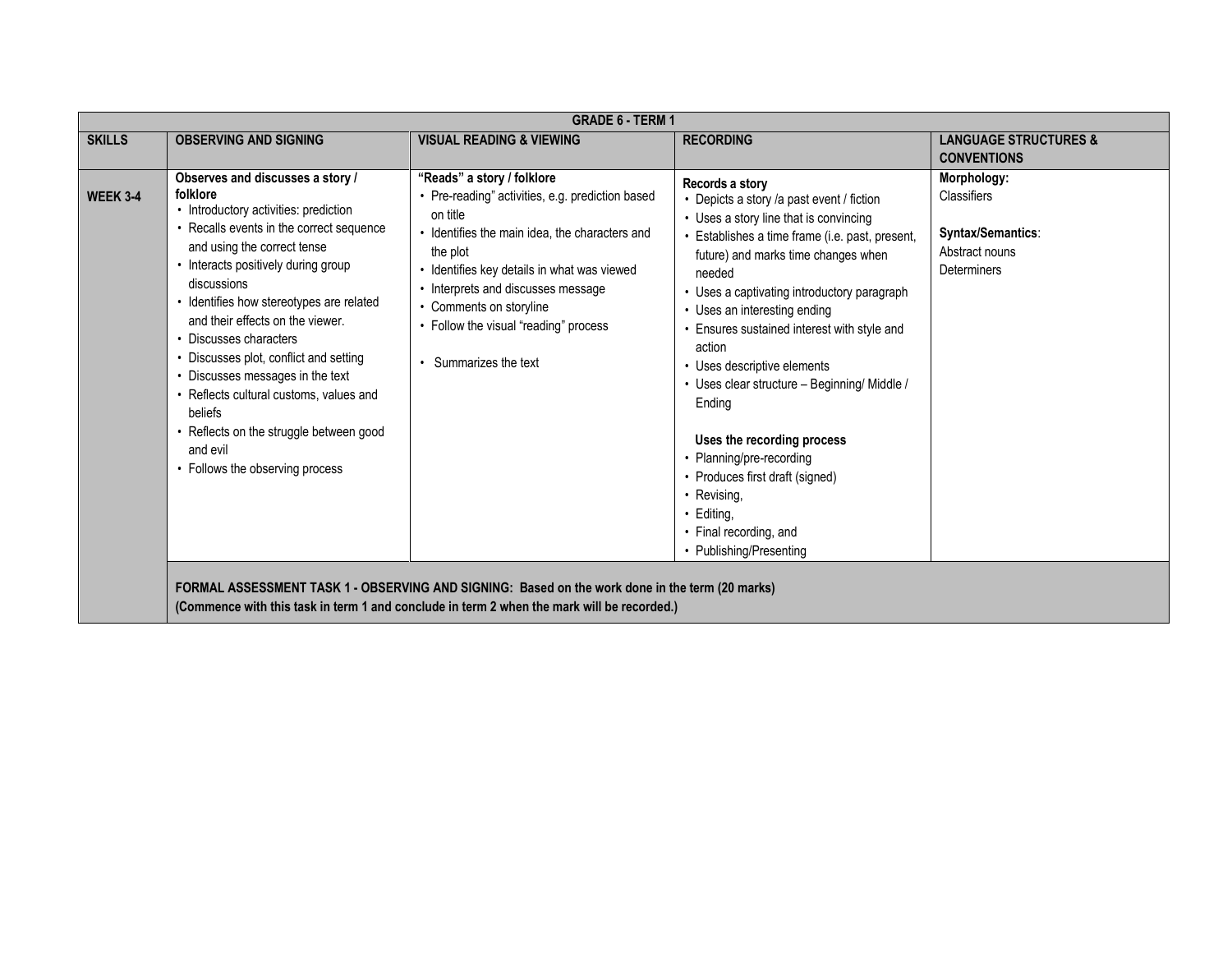| GRADE 6 - TERM 1 | | | | |
|---|---|---|---|---|
| **SKILLS** | **OBSERVING AND SIGNING** | **VISUAL READING & VIEWING** | **RECORDING** | **LANGUAGE STRUCTURES & CONVENTIONS** |
| **WEEK 3-4** | **Observes and discusses a story / folklore**<br>• Introductory activities: prediction<br>• Recalls events in the correct sequence and using the correct tense<br>• Interacts positively during group discussions<br>• Identifies how stereotypes are related and their effects on the viewer.<br>• Discusses characters<br>• Discusses plot, conflict and setting<br>• Discusses messages in the text<br>• Reflects cultural customs, values and beliefs<br>• Reflects on the struggle between good and evil<br>• Follows the observing process | **"Reads" a story / folklore**<br>• Pre-reading" activities, e.g. prediction based on title<br>• Identifies the main idea, the characters and the plot<br>• Identifies key details in what was viewed<br>• Interprets and discusses message<br>• Comments on storyline<br>• Follow the visual "reading" process<br>• Summarizes the text | **Records a story**<br>• Depicts a story /a past event / fiction<br>• Uses a story line that is convincing<br>• Establishes a time frame (i.e. past, present, future) and marks time changes when needed<br>• Uses a captivating introductory paragraph<br>• Uses an interesting ending<br>• Ensures sustained interest with style and action<br>• Uses descriptive elements<br>• Uses clear structure – Beginning/ Middle / Ending<br><br>**Uses the recording process**<br>• Planning/pre-recording<br>• Produces first draft (signed)<br>• Revising,<br>• Editing,<br>• Final recording, and<br>• Publishing/Presenting | **Morphology:**<br>Classifiers<br><br>**Syntax/Semantics**:<br>Abstract nouns<br>Determiners |
| | **FORMAL ASSESSMENT TASK 1 - OBSERVING AND SIGNING: Based on the work done in the term (20 marks)**<br>**(Commence with this task in term 1 and conclude in term 2 when the mark will be recorded.)** | | | |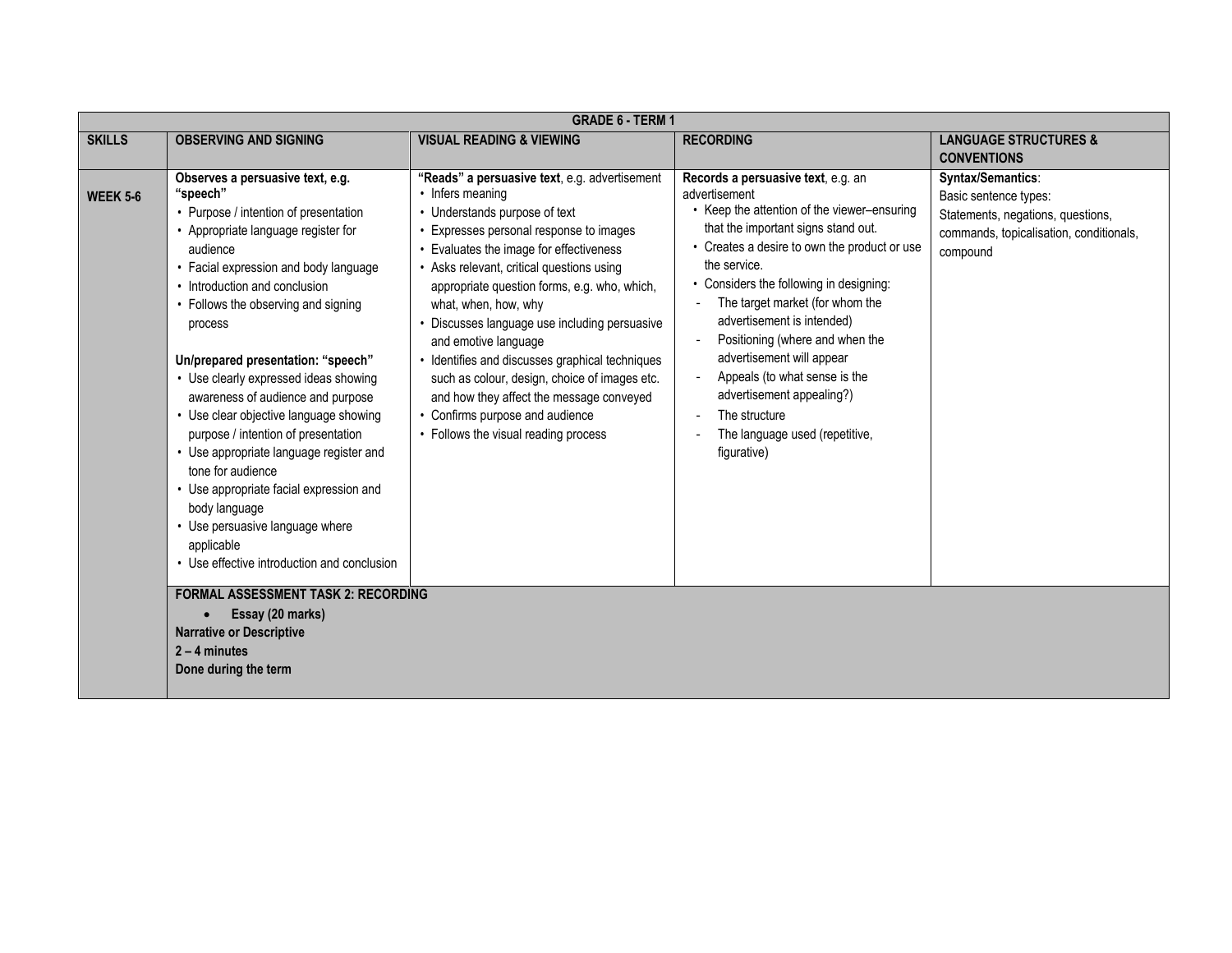| GRADE 6 - TERM 1 | | | | |
|---|---|---|---|---|
| **SKILLS** | **OBSERVING AND SIGNING** | **VISUAL READING & VIEWING** | **RECORDING** | **LANGUAGE STRUCTURES & CONVENTIONS** |
| **WEEK 5-6** | **Observes a persuasive text, e.g. "speech"**<br>• Purpose / intention of presentation<br>• Appropriate language register for audience<br>• Facial expression and body language<br>• Introduction and conclusion<br>• Follows the observing and signing process<br><br>**Un/prepared presentation: "speech"**<br>• Use clearly expressed ideas showing awareness of audience and purpose<br>• Use clear objective language showing purpose / intention of presentation<br>• Use appropriate language register and tone for audience<br>• Use appropriate facial expression and body language<br>• Use persuasive language where applicable<br>• Use effective introduction and conclusion | **"Reads" a persuasive text**, e.g. advertisement<br>• Infers meaning<br>• Understands purpose of text<br>• Expresses personal response to images<br>• Evaluates the image for effectiveness<br>• Asks relevant, critical questions using appropriate question forms, e.g. who, which, what, when, how, why<br>• Discusses language use including persuasive and emotive language<br>• Identifies and discusses graphical techniques such as colour, design, choice of images etc. and how they affect the message conveyed<br>• Confirms purpose and audience<br>• Follows the visual reading process | **Records a persuasive text**, e.g. an advertisement<br>• Keep the attention of the viewer–ensuring that the important signs stand out.<br>• Creates a desire to own the product or use the service.<br>• Considers the following in designing:<br>- The target market (for whom the advertisement is intended)<br>- Positioning (where and when the advertisement will appear<br>- Appeals (to what sense is the advertisement appealing?)<br>- The structure<br>- The language used (repetitive, figurative) | **Syntax/Semantics**:<br>Basic sentence types:<br>Statements, negations, questions, commands, topicalisation, conditionals, compound |
| | **FORMAL ASSESSMENT TASK 2: RECORDING**<br>• **Essay (20 marks)**<br>**Narrative or Descriptive**<br>**2 – 4 minutes**<br>**Done during the term** | | | |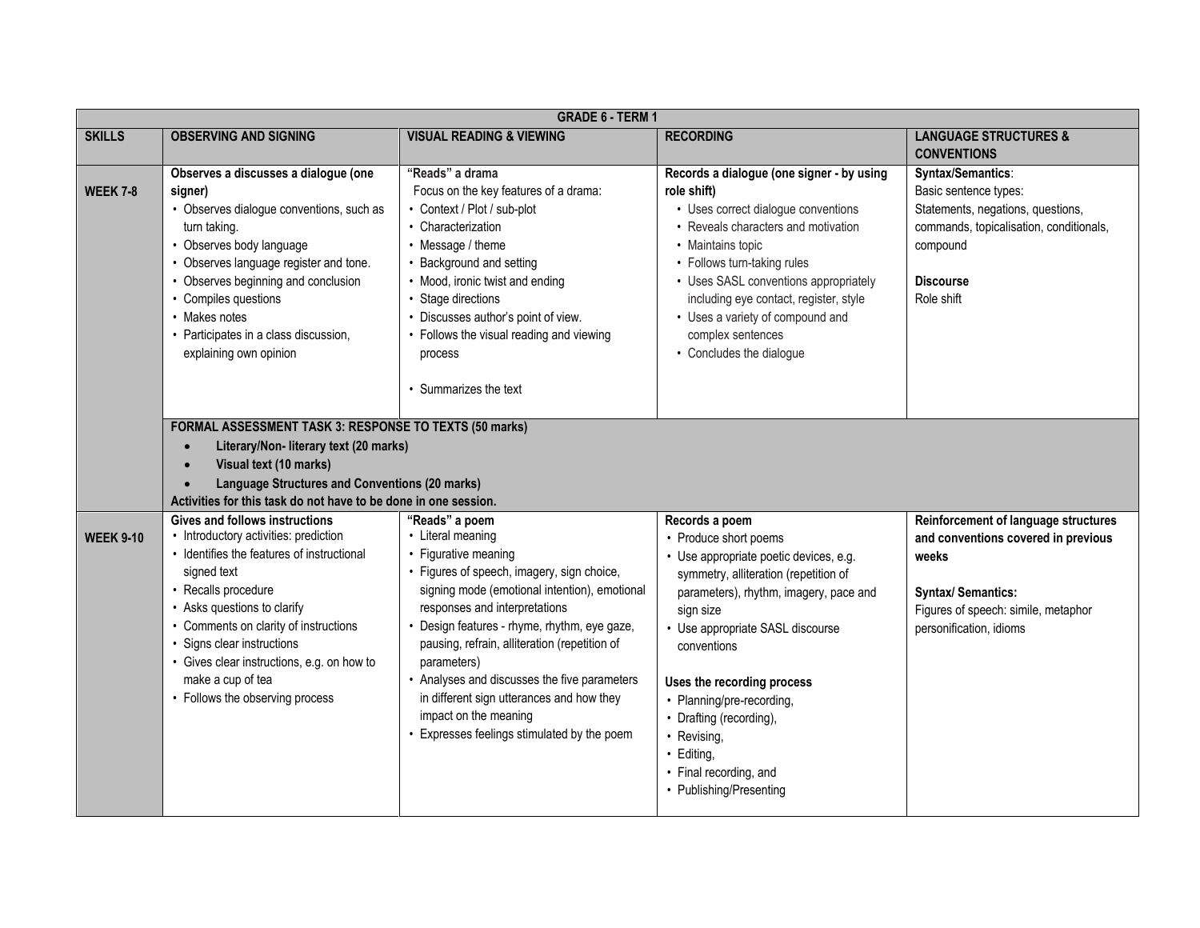| GRADE 6 - TERM 1 | | | | |
|---|---|---|---|---|
| **SKILLS** | **OBSERVING AND SIGNING** | **VISUAL READING & VIEWING** | **RECORDING** | **LANGUAGE STRUCTURES & CONVENTIONS** |
| **WEEK 7-8** | **Observes a discusses a dialogue (one signer)**<br>• Observes dialogue conventions, such as turn taking.<br>• Observes body language<br>• Observes language register and tone.<br>• Observes beginning and conclusion<br>• Compiles questions<br>• Makes notes<br>• Participates in a class discussion, explaining own opinion | **"Reads" a drama**<br>Focus on the key features of a drama:<br>• Context / Plot / sub-plot<br>• Characterization<br>• Message / theme<br>• Background and setting<br>• Mood, ironic twist and ending<br>• Stage directions<br>• Discusses author's point of view.<br>• Follows the visual reading and viewing process<br><br>• Summarizes the text | **Records a dialogue (one signer - by using role shift)**<br>• Uses correct dialogue conventions<br>• Reveals characters and motivation<br>• Maintains topic<br>• Follows turn-taking rules<br>• Uses SASL conventions appropriately including eye contact, register, style<br>• Uses a variety of compound and complex sentences<br>• Concludes the dialogue | **Syntax/Semantics**:<br>Basic sentence types:<br>Statements, negations, questions, commands, topicalisation, conditionals, compound<br><br>**Discourse**<br>Role shift |
| | **FORMAL ASSESSMENT TASK 3: RESPONSE TO TEXTS (50 marks)**<br>• **Literary/Non- literary text (20 marks)**<br>• **Visual text (10 marks)**<br>• **Language Structures and Conventions (20 marks)**<br>**Activities for this task do not have to be done in one session.** | | | |
| **WEEK 9-10** | **Gives and follows instructions**<br>• Introductory activities: prediction<br>• Identifies the features of instructional signed text<br>• Recalls procedure<br>• Asks questions to clarify<br>• Comments on clarity of instructions<br>• Signs clear instructions<br>• Gives clear instructions, e.g. on how to make a cup of tea<br>• Follows the observing process | **"Reads" a poem**<br>• Literal meaning<br>• Figurative meaning<br>• Figures of speech, imagery, sign choice, signing mode (emotional intention), emotional responses and interpretations<br>• Design features - rhyme, rhythm, eye gaze, pausing, refrain, alliteration (repetition of parameters)<br>• Analyses and discusses the five parameters in different sign utterances and how they impact on the meaning<br>• Expresses feelings stimulated by the poem | **Records a poem**<br>• Produce short poems<br>• Use appropriate poetic devices, e.g. symmetry, alliteration (repetition of parameters), rhythm, imagery, pace and sign size<br>• Use appropriate SASL discourse conventions<br><br>**Uses the recording process**<br>• Planning/pre-recording,<br>• Drafting (recording),<br>• Revising,<br>• Editing,<br>• Final recording, and<br>• Publishing/Presenting | **Reinforcement of language structures and conventions covered in previous weeks**<br><br>**Syntax/ Semantics:**<br>Figures of speech: simile, metaphor personification, idioms |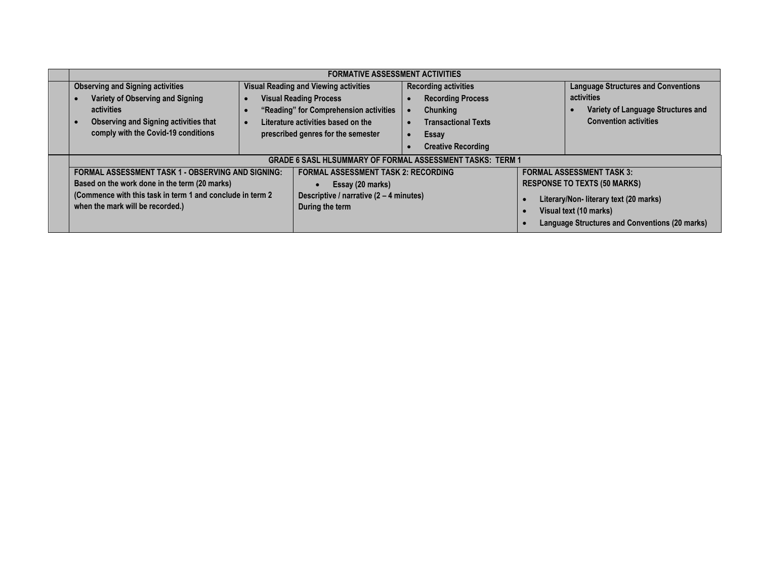| | FORMATIVE ASSESSMENT ACTIVITIES | | | |
|---|---|---|---|---|
| | **Observing and Signing activities**<br>• Variety of Observing and Signing activities<br>• Observing and Signing activities that comply with the Covid-19 conditions | **Visual Reading and Viewing activities**<br>• Visual Reading Process<br>• "Reading" for Comprehension activities<br>• Literature activities based on the prescribed genres for the semester | **Recording activities**<br>• Recording Process<br>• Chunking<br>• Transactional Texts<br>• Essay<br>• Creative Recording | **Language Structures and Conventions activities**<br>• Variety of Language Structures and Convention activities |

| | GRADE 6 SASL HLSUMMARY OF FORMAL ASSESSMENT TASKS: TERM 1 | | |
|---|---|---|---|
| | **FORMAL ASSESSMENT TASK 1 - OBSERVING AND SIGNING:**<br>Based on the work done in the term (20 marks)<br>(Commence with this task in term 1 and conclude in term 2 when the mark will be recorded.) | **FORMAL ASSESSMENT TASK 2: RECORDING**<br>• Essay (20 marks)<br>Descriptive / narrative (2 – 4 minutes)<br>During the term | **FORMAL ASSESSMENT TASK 3:**<br>**RESPONSE TO TEXTS (50 MARKS)**<br>• Literary/Non- literary text (20 marks)<br>• Visual text (10 marks)<br>• Language Structures and Conventions (20 marks) |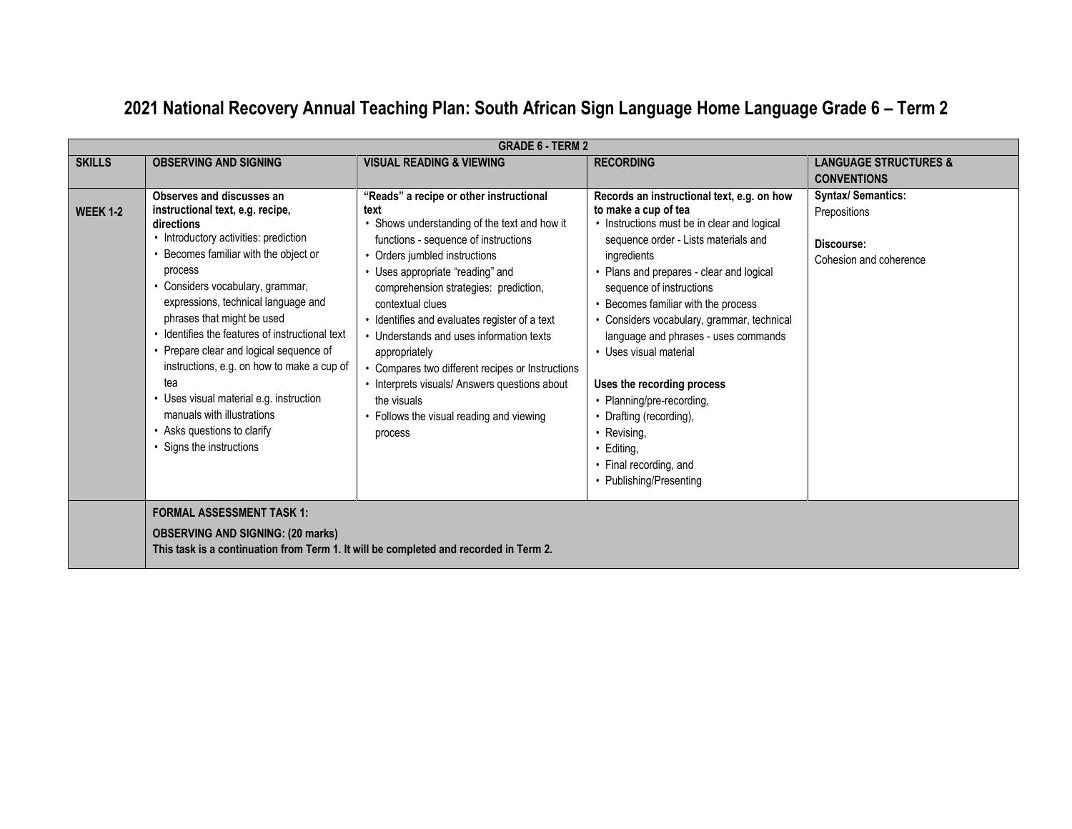# 2021 National Recovery Annual Teaching Plan: South African Sign Language Home Language Grade 6 – Term 2

| GRADE 6 - TERM 2 | | | | |
|---|---|---|---|---|
| **SKILLS** | **OBSERVING AND SIGNING** | **VISUAL READING & VIEWING** | **RECORDING** | **LANGUAGE STRUCTURES & CONVENTIONS** |
| **WEEK 1-2** | **Observes and discusses an instructional text, e.g. recipe, directions**<br>• Introductory activities: prediction<br>• Becomes familiar with the object or process<br>• Considers vocabulary, grammar, expressions, technical language and phrases that might be used<br>• Identifies the features of instructional text<br>• Prepare clear and logical sequence of instructions, e.g. on how to make a cup of tea<br>• Uses visual material e.g. instruction manuals with illustrations<br>• Asks questions to clarify<br>• Signs the instructions | **"Reads" a recipe or other instructional text**<br>• Shows understanding of the text and how it functions - sequence of instructions<br>• Orders jumbled instructions<br>• Uses appropriate "reading" and comprehension strategies: prediction, contextual clues<br>• Identifies and evaluates register of a text<br>• Understands and uses information texts appropriately<br>• Compares two different recipes or Instructions<br>• Interprets visuals/ Answers questions about the visuals<br>• Follows the visual reading and viewing process | **Records an instructional text, e.g. on how to make a cup of tea**<br>• Instructions must be in clear and logical sequence order - Lists materials and ingredients<br>• Plans and prepares - clear and logical sequence of instructions<br>• Becomes familiar with the process<br>• Considers vocabulary, grammar, technical language and phrases - uses commands<br>• Uses visual material<br><br>**Uses the recording process**<br>• Planning/pre-recording,<br>• Drafting (recording),<br>• Revising,<br>• Editing,<br>• Final recording, and<br>• Publishing/Presenting | **Syntax/ Semantics:**<br>Prepositions<br><br>**Discourse:**<br>Cohesion and coherence |
| | **FORMAL ASSESSMENT TASK 1:**<br>**OBSERVING AND SIGNING: (20 marks)**<br>**This task is a continuation from Term 1. It will be completed and recorded in Term 2.** | | | |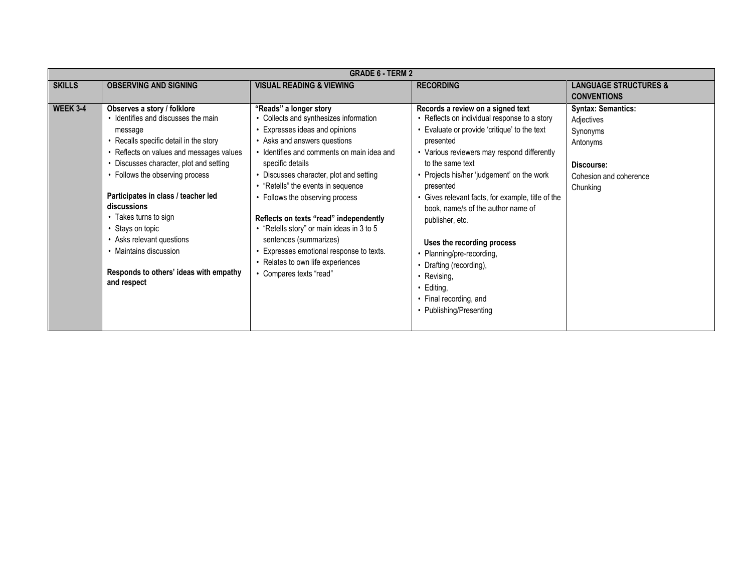| GRADE 6 - TERM 2 | | | | |
|---|---|---|---|---|
| **SKILLS** | **OBSERVING AND SIGNING** | **VISUAL READING & VIEWING** | **RECORDING** | **LANGUAGE STRUCTURES & CONVENTIONS** |
| **WEEK 3-4** | **Observes a story / folklore**<br>• Identifies and discusses the main message<br>• Recalls specific detail in the story<br>• Reflects on values and messages values<br>• Discusses character, plot and setting<br>• Follows the observing process<br><br>**Participates in class / teacher led discussions**<br>• Takes turns to sign<br>• Stays on topic<br>• Asks relevant questions<br>• Maintains discussion<br><br>**Responds to others' ideas with empathy and respect** | **"Reads" a longer story**<br>• Collects and synthesizes information<br>• Expresses ideas and opinions<br>• Asks and answers questions<br>• Identifies and comments on main idea and specific details<br>• Discusses character, plot and setting<br>• "Retells" the events in sequence<br>• Follows the observing process<br><br>**Reflects on texts "read" independently**<br>• "Retells story" or main ideas in 3 to 5 sentences (summarizes)<br>• Expresses emotional response to texts.<br>• Relates to own life experiences<br>• Compares texts "read" | **Records a review on a signed text**<br>• Reflects on individual response to a story<br>• Evaluate or provide 'critique' to the text presented<br>• Various reviewers may respond differently to the same text<br>• Projects his/her 'judgement' on the work presented<br>• Gives relevant facts, for example, title of the book, name/s of the author name of publisher, etc.<br><br>**Uses the recording process**<br>• Planning/pre-recording,<br>• Drafting (recording),<br>• Revising,<br>• Editing,<br>• Final recording, and<br>• Publishing/Presenting | **Syntax: Semantics:**<br>Adjectives<br>Synonyms<br>Antonyms<br><br>**Discourse:**<br>Cohesion and coherence<br>Chunking |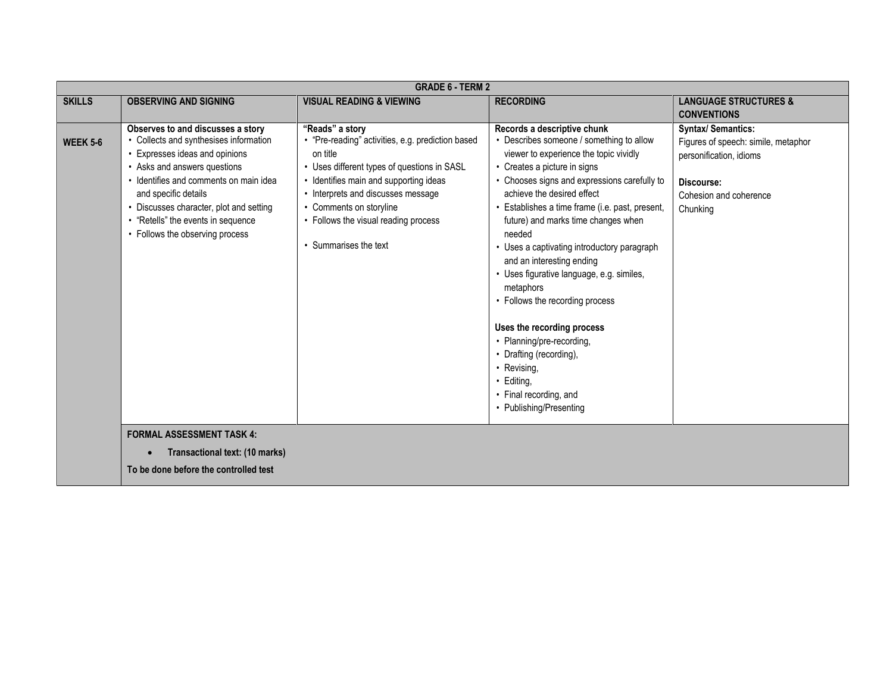| GRADE 6 - TERM 2 | | | | |
|---|---|---|---|---|
| **SKILLS** | **OBSERVING AND SIGNING** | **VISUAL READING & VIEWING** | **RECORDING** | **LANGUAGE STRUCTURES & CONVENTIONS** |
| **WEEK 5-6** | **Observes to and discusses a story**<br>• Collects and synthesises information<br>• Expresses ideas and opinions<br>• Asks and answers questions<br>• Identifies and comments on main idea and specific details<br>• Discusses character, plot and setting<br>• "Retells" the events in sequence<br>• Follows the observing process | **"Reads" a story**<br>• "Pre-reading" activities, e.g. prediction based on title<br>• Uses different types of questions in SASL<br>• Identifies main and supporting ideas<br>• Interprets and discusses message<br>• Comments on storyline<br>• Follows the visual reading process<br><br>• Summarises the text | **Records a descriptive chunk**<br>• Describes someone / something to allow viewer to experience the topic vividly<br>• Creates a picture in signs<br>• Chooses signs and expressions carefully to achieve the desired effect<br>• Establishes a time frame (i.e. past, present, future) and marks time changes when needed<br>• Uses a captivating introductory paragraph and an interesting ending<br>• Uses figurative language, e.g. similes, metaphors<br>• Follows the recording process<br><br>**Uses the recording process**<br>• Planning/pre-recording,<br>• Drafting (recording),<br>• Revising,<br>• Editing,<br>• Final recording, and<br>• Publishing/Presenting | **Syntax/ Semantics:**<br>Figures of speech: simile, metaphor personification, idioms<br><br>**Discourse:**<br>Cohesion and coherence<br>Chunking |
| | **FORMAL ASSESSMENT TASK 4:**<br>• **Transactional text: (10 marks)**<br>**To be done before the controlled test** | | | |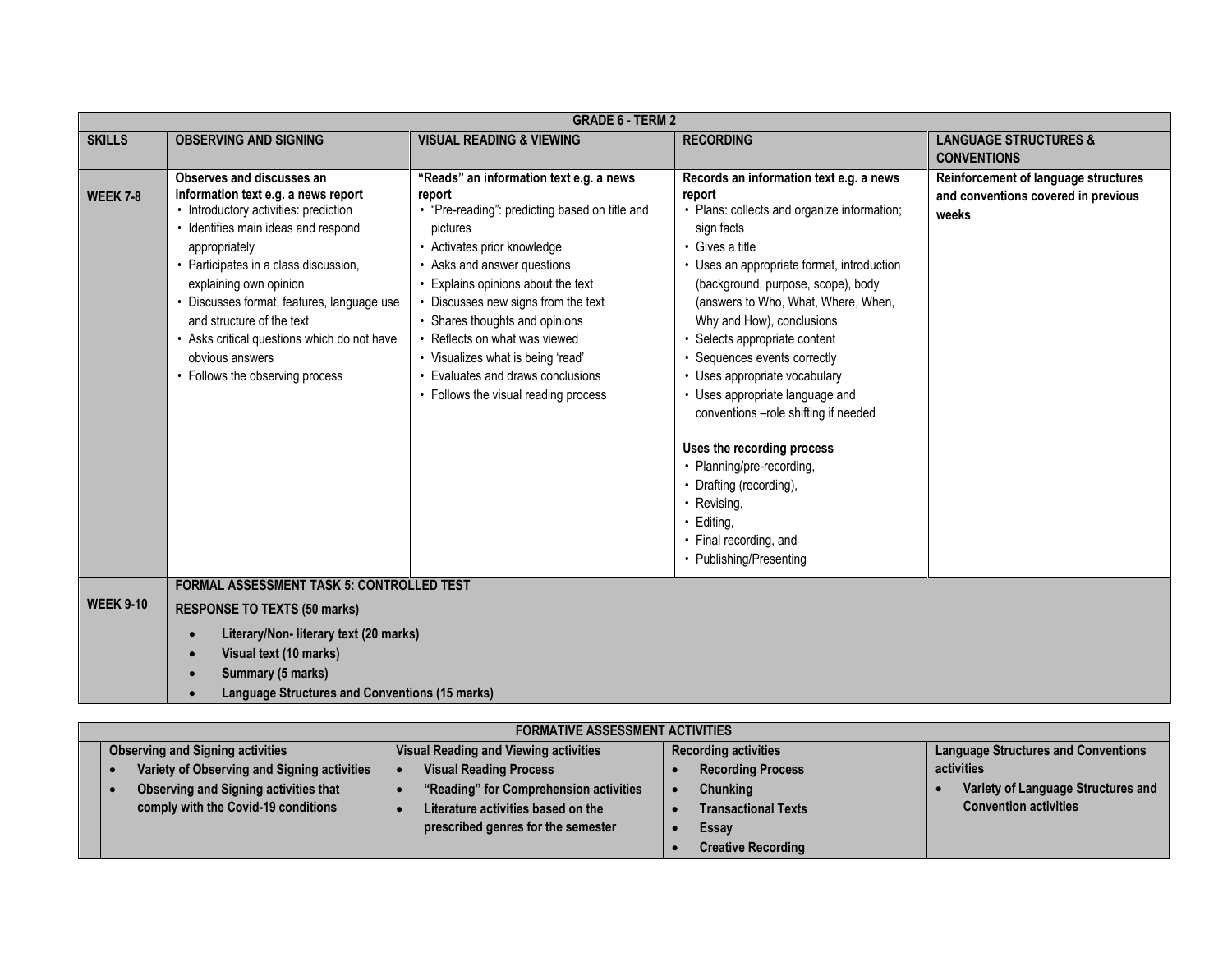| GRADE 6 - TERM 2 | | | | |
|---|---|---|---|---|
| **SKILLS** | **OBSERVING AND SIGNING** | **VISUAL READING & VIEWING** | **RECORDING** | **LANGUAGE STRUCTURES & CONVENTIONS** |
| **WEEK 7-8** | **Observes and discusses an information text e.g. a news report**<br>• Introductory activities: prediction<br>• Identifies main ideas and respond appropriately<br>• Participates in a class discussion, explaining own opinion<br>• Discusses format, features, language use and structure of the text<br>• Asks critical questions which do not have obvious answers<br>• Follows the observing process | **"Reads" an information text e.g. a news report**<br>• "Pre-reading": predicting based on title and pictures<br>• Activates prior knowledge<br>• Asks and answer questions<br>• Explains opinions about the text<br>• Discusses new signs from the text<br>• Shares thoughts and opinions<br>• Reflects on what was viewed<br>• Visualizes what is being 'read'<br>• Evaluates and draws conclusions<br>• Follows the visual reading process | **Records an information text e.g. a news report**<br>• Plans: collects and organize information; sign facts<br>• Gives a title<br>• Uses an appropriate format, introduction (background, purpose, scope), body (answers to Who, What, Where, When, Why and How), conclusions<br>• Selects appropriate content<br>• Sequences events correctly<br>• Uses appropriate vocabulary<br>• Uses appropriate language and conventions –role shifting if needed<br><br>**Uses the recording process**<br>• Planning/pre-recording,<br>• Drafting (recording),<br>• Revising,<br>• Editing,<br>• Final recording, and<br>• Publishing/Presenting | **Reinforcement of language structures and conventions covered in previous weeks** |
| **WEEK 9-10** | **FORMAL ASSESSMENT TASK 5: CONTROLLED TEST**<br>**RESPONSE TO TEXTS (50 marks)**<br>• **Literary/Non- literary text (20 marks)**<br>• **Visual text (10 marks)**<br>• **Summary (5 marks)**<br>• **Language Structures and Conventions (15 marks)** | | | |

| FORMATIVE ASSESSMENT ACTIVITIES | | | |
|---|---|---|---|
| **Observing and Signing activities**<br>• **Variety of Observing and Signing activities**<br>• **Observing and Signing activities that comply with the Covid-19 conditions** | **Visual Reading and Viewing activities**<br>• **Visual Reading Process**<br>• **"Reading" for Comprehension activities**<br>• **Literature activities based on the prescribed genres for the semester** | **Recording activities**<br>• **Recording Process**<br>• **Chunking**<br>• **Transactional Texts**<br>• **Essay**<br>• **Creative Recording** | **Language Structures and Conventions activities**<br>• **Variety of Language Structures and Convention activities** |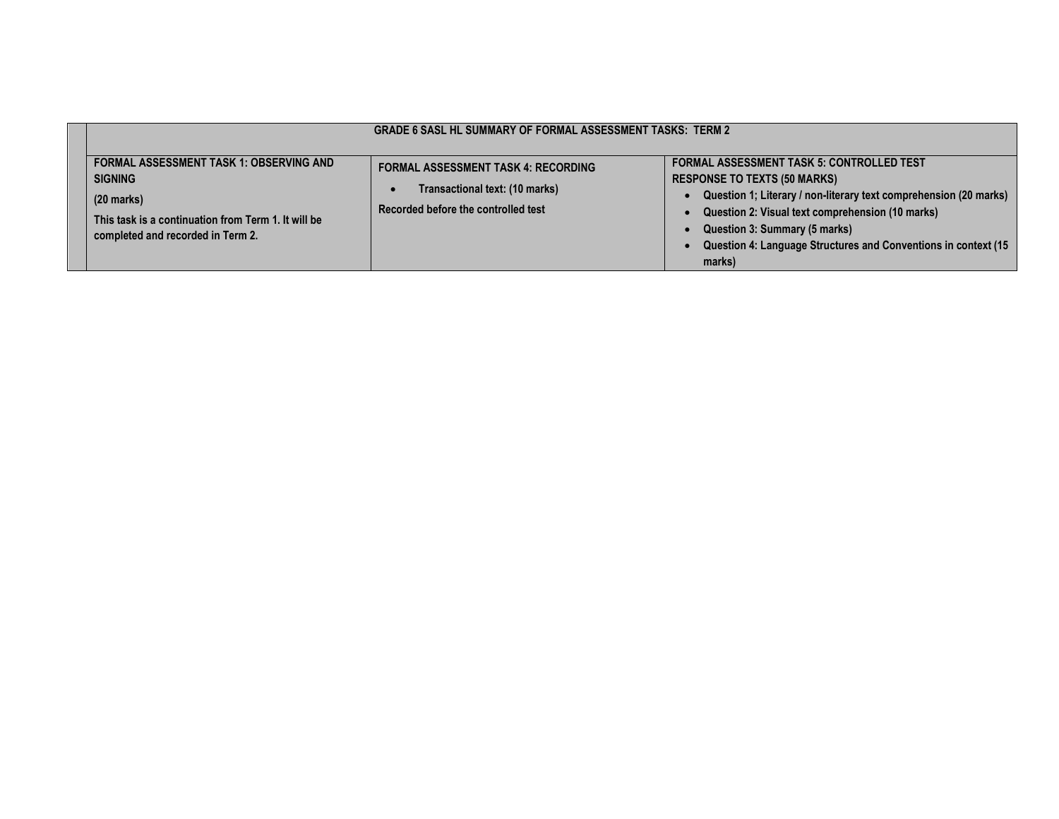| GRADE 6 SASL HL SUMMARY OF FORMAL ASSESSMENT TASKS: TERM 2 | | |
|---|---|---|
| **FORMAL ASSESSMENT TASK 1: OBSERVING AND SIGNING**<br><br>**(20 marks)**<br><br>**This task is a continuation from Term 1. It will be completed and recorded in Term 2.** | **FORMAL ASSESSMENT TASK 4: RECORDING**<br><br>• **Transactional text: (10 marks)**<br><br>**Recorded before the controlled test** | **FORMAL ASSESSMENT TASK 5: CONTROLLED TEST**<br>**RESPONSE TO TEXTS (50 MARKS)**<br>• **Question 1; Literary / non-literary text comprehension (20 marks)**<br>• **Question 2: Visual text comprehension (10 marks)**<br>• **Question 3: Summary (5 marks)**<br>• **Question 4: Language Structures and Conventions in context (15 marks)** |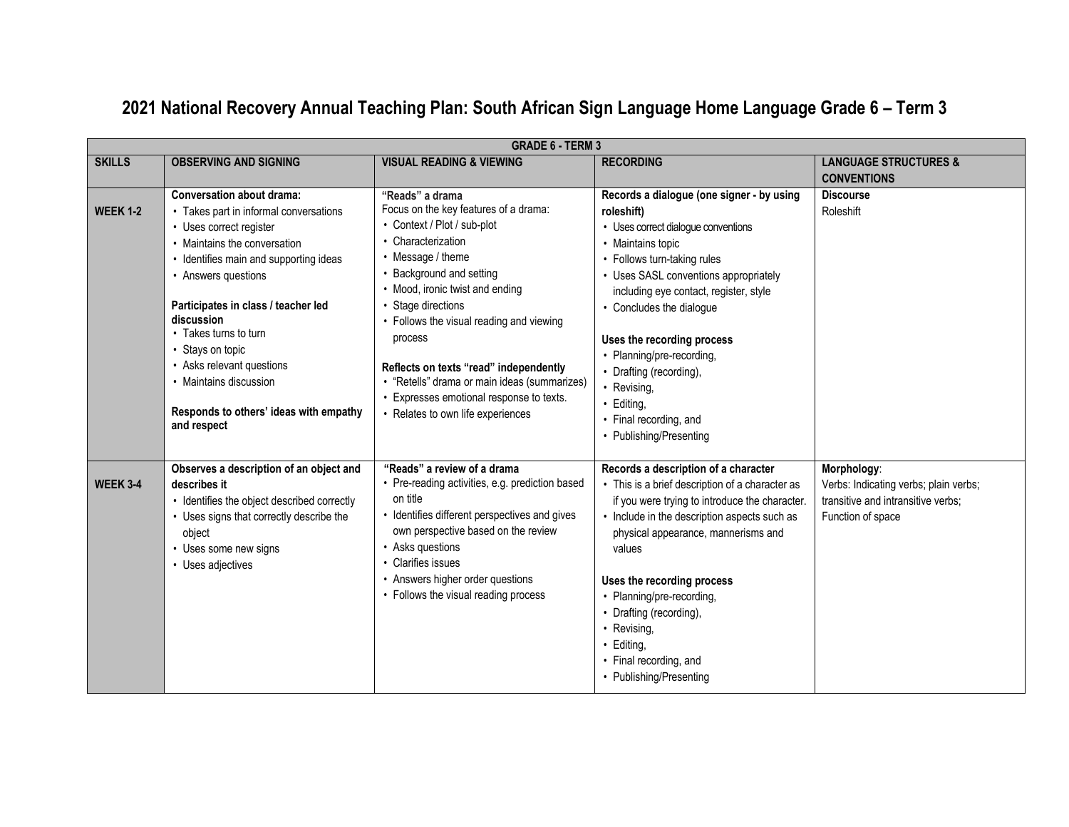# 2021 National Recovery Annual Teaching Plan: South African Sign Language Home Language Grade 6 – Term 3

| GRADE 6 - TERM 3 | | | | |
|---|---|---|---|---|
| **SKILLS** | **OBSERVING AND SIGNING** | **VISUAL READING & VIEWING** | **RECORDING** | **LANGUAGE STRUCTURES & CONVENTIONS** |
| **WEEK 1-2** | **Conversation about drama:**<br>• Takes part in informal conversations<br>• Uses correct register<br>• Maintains the conversation<br>• Identifies main and supporting ideas<br>• Answers questions<br><br>**Participates in class / teacher led discussion**<br>• Takes turns to turn<br>• Stays on topic<br>• Asks relevant questions<br>• Maintains discussion<br><br>**Responds to others' ideas with empathy and respect** | **"Reads" a drama**<br>Focus on the key features of a drama:<br>• Context / Plot / sub-plot<br>• Characterization<br>• Message / theme<br>• Background and setting<br>• Mood, ironic twist and ending<br>• Stage directions<br>• Follows the visual reading and viewing process<br><br>**Reflects on texts "read" independently**<br>• "Retells" drama or main ideas (summarizes)<br>• Expresses emotional response to texts.<br>• Relates to own life experiences | **Records a dialogue (one signer - by using roleshift)**<br>• Uses correct dialogue conventions<br>• Maintains topic<br>• Follows turn-taking rules<br>• Uses SASL conventions appropriately including eye contact, register, style<br>• Concludes the dialogue<br><br>**Uses the recording process**<br>• Planning/pre-recording,<br>• Drafting (recording),<br>• Revising,<br>• Editing,<br>• Final recording, and<br>• Publishing/Presenting | **Discourse**<br>Roleshift |
| **WEEK 3-4** | **Observes a description of an object and describes it**<br>• Identifies the object described correctly<br>• Uses signs that correctly describe the object<br>• Uses some new signs<br>• Uses adjectives | **"Reads" a review of a drama**<br>• Pre-reading activities, e.g. prediction based on title<br>• Identifies different perspectives and gives own perspective based on the review<br>• Asks questions<br>• Clarifies issues<br>• Answers higher order questions<br>• Follows the visual reading process | **Records a description of a character**<br>• This is a brief description of a character as if you were trying to introduce the character.<br>• Include in the description aspects such as physical appearance, mannerisms and values<br><br>**Uses the recording process**<br>• Planning/pre-recording,<br>• Drafting (recording),<br>• Revising,<br>• Editing,<br>• Final recording, and<br>• Publishing/Presenting | **Morphology**:<br>Verbs: Indicating verbs; plain verbs; transitive and intransitive verbs;<br>Function of space |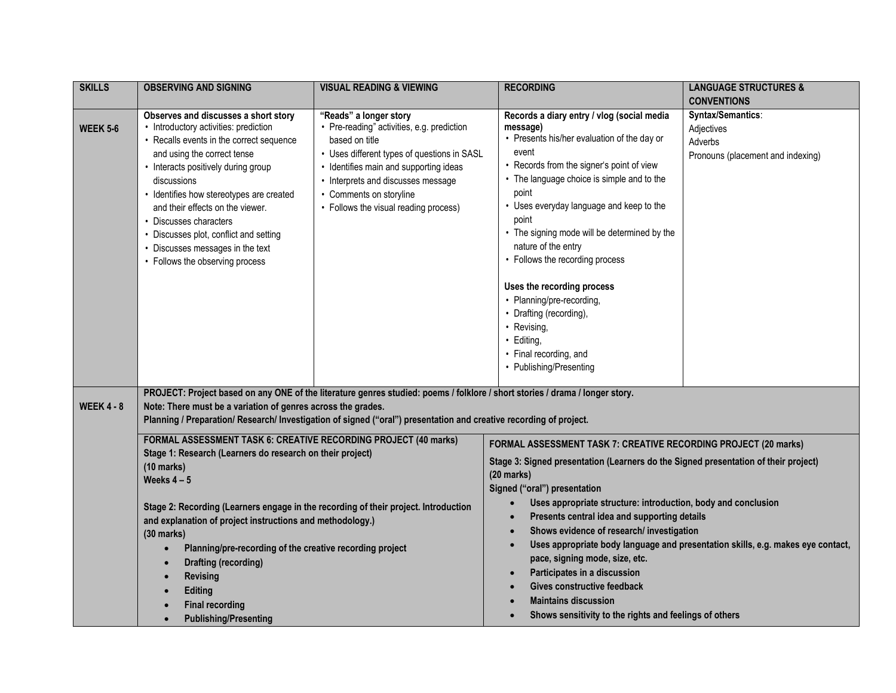| SKILLS | OBSERVING AND SIGNING | VISUAL READING & VIEWING | RECORDING | LANGUAGE STRUCTURES & CONVENTIONS |
|---|---|---|---|---|
| **WEEK 5-6** | **Observes and discusses a short story**<br>• Introductory activities: prediction<br>• Recalls events in the correct sequence and using the correct tense<br>• Interacts positively during group discussions<br>• Identifies how stereotypes are created and their effects on the viewer.<br>• Discusses characters<br>• Discusses plot, conflict and setting<br>• Discusses messages in the text<br>• Follows the observing process | **"Reads" a longer story**<br>• Pre-reading" activities, e.g. prediction based on title<br>• Uses different types of questions in SASL<br>• Identifies main and supporting ideas<br>• Interprets and discusses message<br>• Comments on storyline<br>• Follows the visual reading process) | **Records a diary entry / vlog (social media message)**<br>• Presents his/her evaluation of the day or event<br>• Records from the signer's point of view<br>• The language choice is simple and to the point<br>• Uses everyday language and keep to the point<br>• The signing mode will be determined by the nature of the entry<br>• Follows the recording process<br><br>**Uses the recording process**<br>• Planning/pre-recording,<br>• Drafting (recording),<br>• Revising,<br>• Editing,<br>• Final recording, and<br>• Publishing/Presenting | **Syntax/Semantics**:<br>Adjectives<br>Adverbs<br>Pronouns (placement and indexing) |
| **WEEK 4 - 8** | **PROJECT: Project based on any ONE of the literature genres studied: poems / folklore / short stories / drama / longer story.**<br>**Note: There must be a variation of genres across the grades.**<br>**Planning / Preparation/ Research/ Investigation of signed ("oral") presentation and creative recording of project.** | | | |
| | **FORMAL ASSESSMENT TASK 6: CREATIVE RECORDING PROJECT (40 marks)**<br>**Stage 1: Research (Learners do research on their project)**<br>**(10 marks)**<br>**Weeks 4 – 5**<br><br>**Stage 2: Recording (Learners engage in the recording of their project. Introduction and explanation of project instructions and methodology.)**<br>**(30 marks)**<br>• **Planning/pre-recording of the creative recording project**<br>• **Drafting (recording)**<br>• **Revising**<br>• **Editing**<br>• **Final recording**<br>• **Publishing/Presenting** | | **FORMAL ASSESSMENT TASK 7: CREATIVE RECORDING PROJECT (20 marks)**<br>**Stage 3: Signed presentation (Learners do the Signed presentation of their project)**<br>**(20 marks)**<br>**Signed ("oral") presentation**<br>• **Uses appropriate structure: introduction, body and conclusion**<br>• **Presents central idea and supporting details**<br>• **Shows evidence of research/ investigation**<br>• **Uses appropriate body language and presentation skills, e.g. makes eye contact, pace, signing mode, size, etc.**<br>• **Participates in a discussion**<br>• **Gives constructive feedback**<br>• **Maintains discussion**<br>• **Shows sensitivity to the rights and feelings of others** | |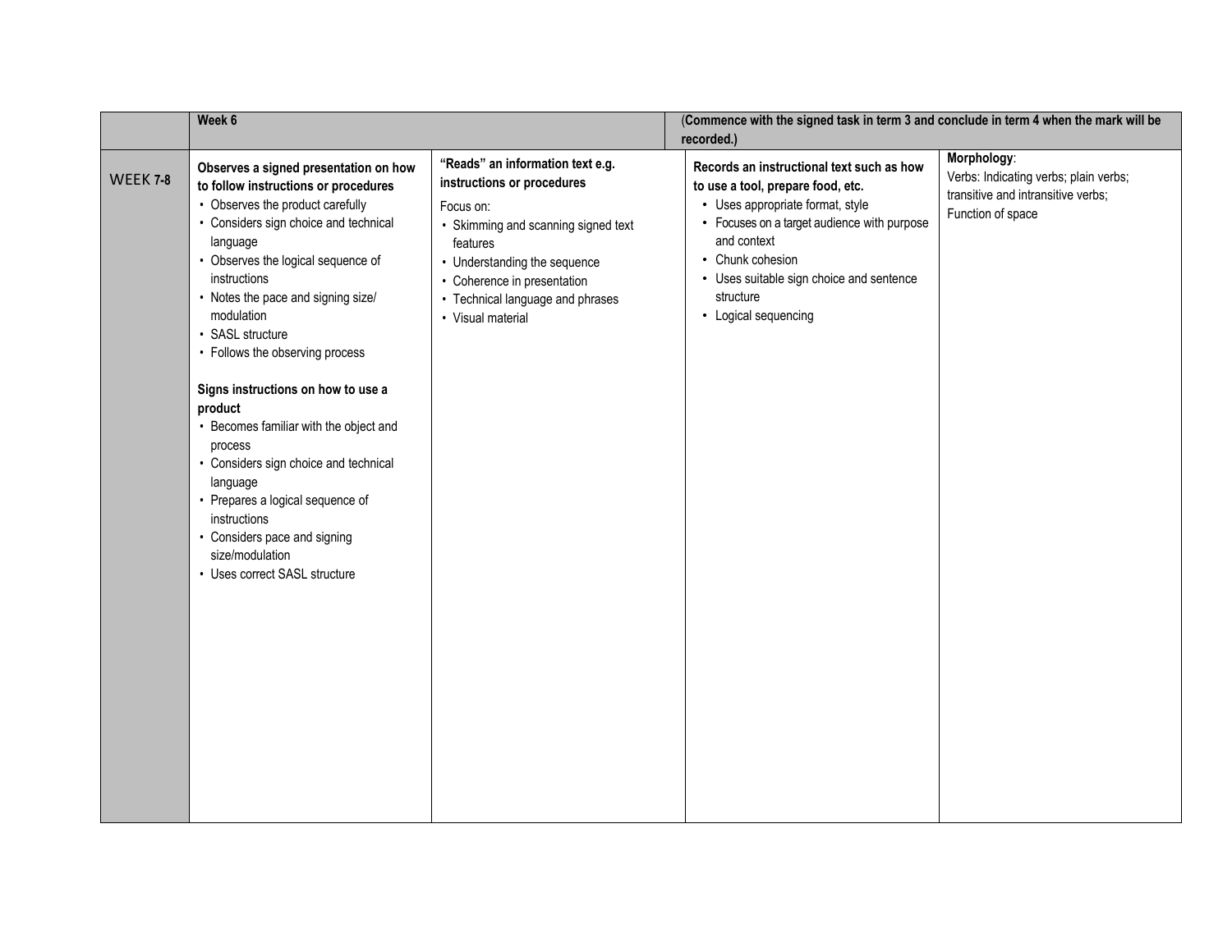| | Week 6 | | (Commence with the signed task in term 3 and conclude in term 4 when the mark will be recorded.) | |
|---|---|---|---|---|
| WEEK 7-8 | **Observes a signed presentation on how to follow instructions or procedures**<br>• Observes the product carefully<br>• Considers sign choice and technical language<br>• Observes the logical sequence of instructions<br>• Notes the pace and signing size/ modulation<br>• SASL structure<br>• Follows the observing process<br><br>**Signs instructions on how to use a product**<br>• Becomes familiar with the object and process<br>• Considers sign choice and technical language<br>• Prepares a logical sequence of instructions<br>• Considers pace and signing size/modulation<br>• Uses correct SASL structure | **"Reads" an information text e.g. instructions or procedures**<br>Focus on:<br>• Skimming and scanning signed text features<br>• Understanding the sequence<br>• Coherence in presentation<br>• Technical language and phrases<br>• Visual material | **Records an instructional text such as how to use a tool, prepare food, etc.**<br>• Uses appropriate format, style<br>• Focuses on a target audience with purpose and context<br>• Chunk cohesion<br>• Uses suitable sign choice and sentence structure<br>• Logical sequencing | **Morphology**:<br>Verbs: Indicating verbs; plain verbs; transitive and intransitive verbs;<br>Function of space |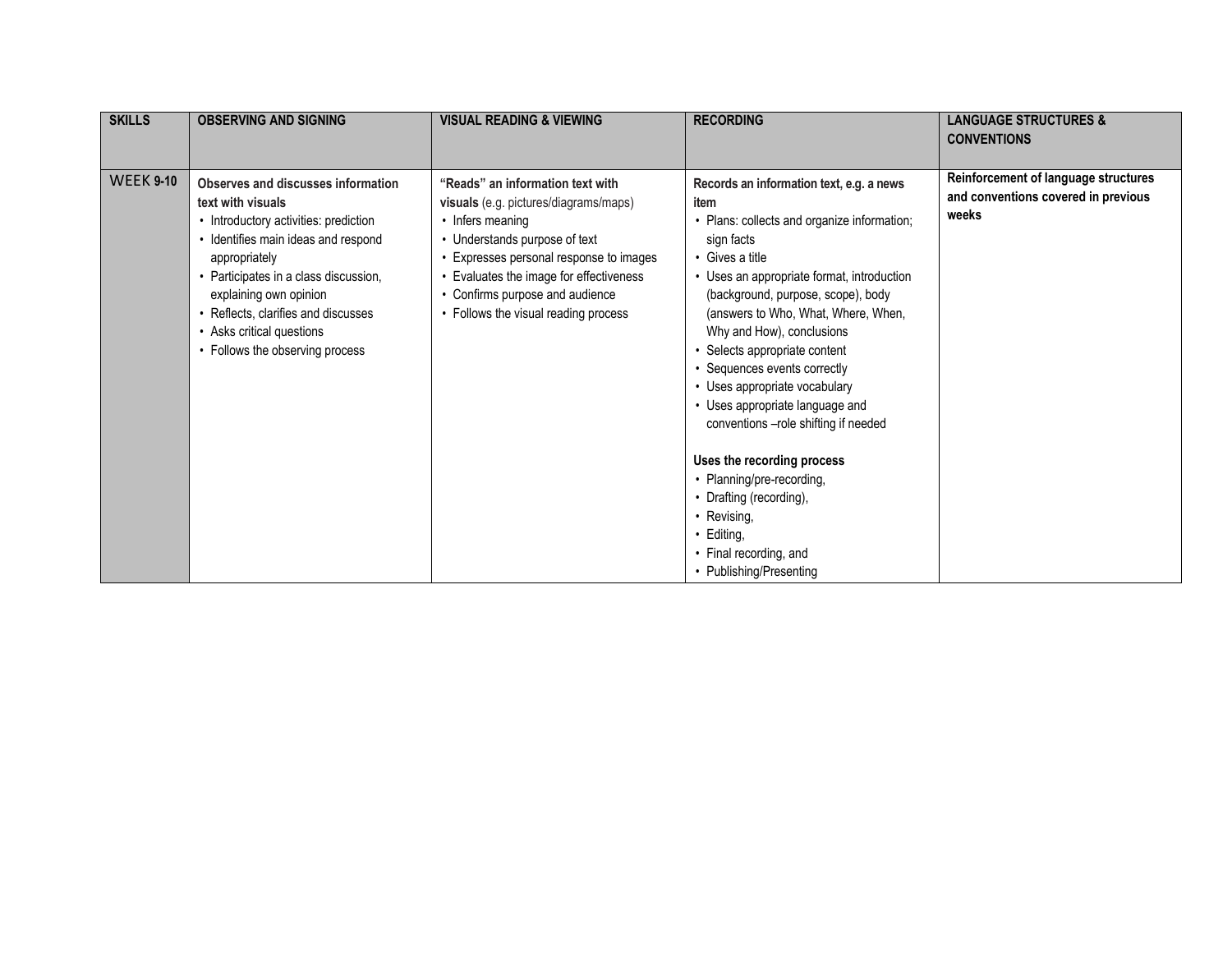| SKILLS | OBSERVING AND SIGNING | VISUAL READING & VIEWING | RECORDING | LANGUAGE STRUCTURES & CONVENTIONS |
|---|---|---|---|---|
| WEEK 9-10 | **Observes and discusses information text with visuals**<br>• Introductory activities: prediction<br>• Identifies main ideas and respond appropriately<br>• Participates in a class discussion, explaining own opinion<br>• Reflects, clarifies and discusses<br>• Asks critical questions<br>• Follows the observing process | **"Reads" an information text with visuals** (e.g. pictures/diagrams/maps)<br>• Infers meaning<br>• Understands purpose of text<br>• Expresses personal response to images<br>• Evaluates the image for effectiveness<br>• Confirms purpose and audience<br>• Follows the visual reading process | **Records an information text, e.g. a news item**<br>• Plans: collects and organize information; sign facts<br>• Gives a title<br>• Uses an appropriate format, introduction (background, purpose, scope), body (answers to Who, What, Where, When, Why and How), conclusions<br>• Selects appropriate content<br>• Sequences events correctly<br>• Uses appropriate vocabulary<br>• Uses appropriate language and conventions –role shifting if needed<br><br>**Uses the recording process**<br>• Planning/pre-recording,<br>• Drafting (recording),<br>• Revising,<br>• Editing,<br>• Final recording, and<br>• Publishing/Presenting | **Reinforcement of language structures and conventions covered in previous weeks** |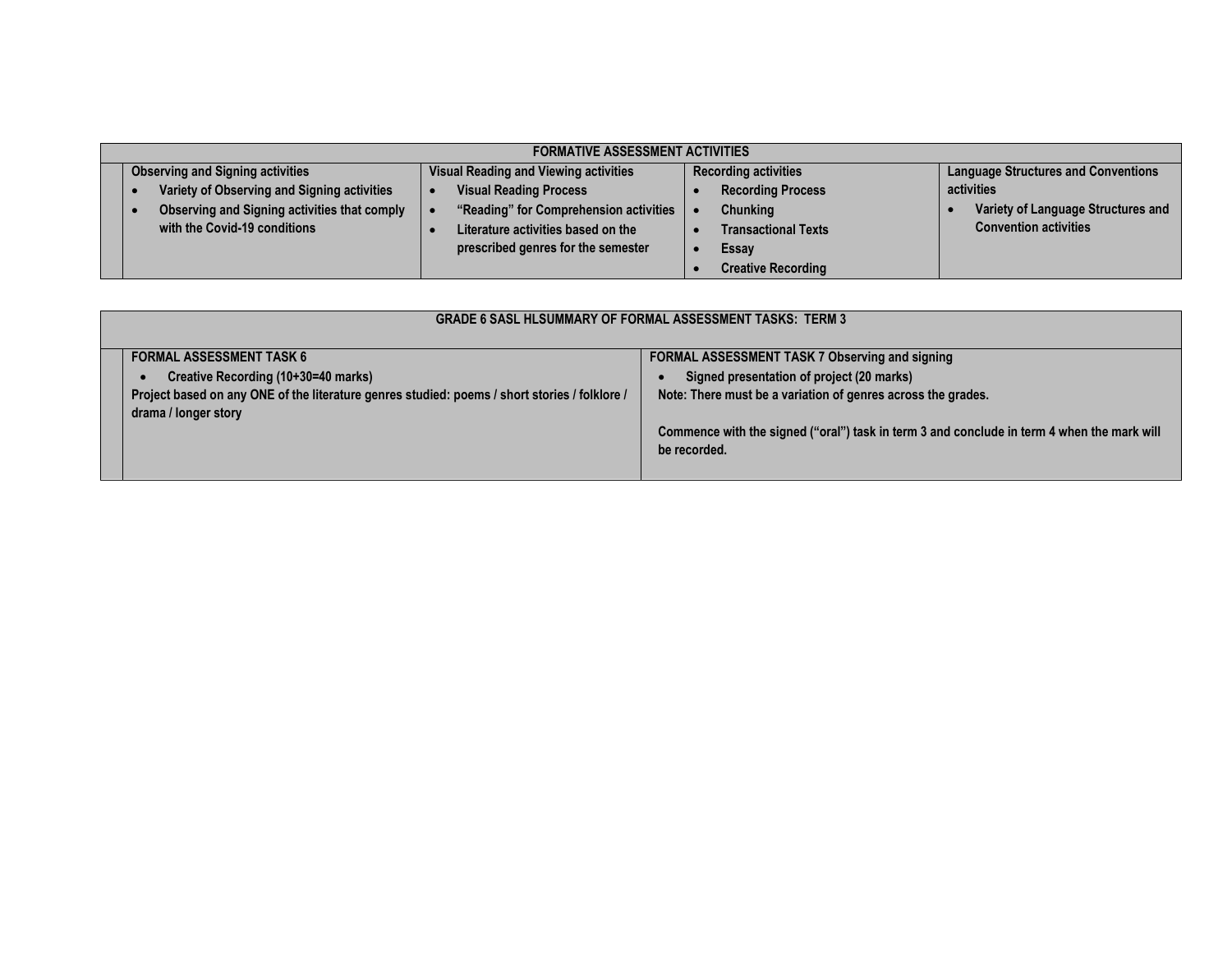<table>
<tr><th colspan="5">FORMATIVE ASSESSMENT ACTIVITIES</th></tr>
<tr>
<td></td>
<td><b>Observing and Signing activities</b><ul><li><b>Variety of Observing and Signing activities</b></li><li><b>Observing and Signing activities that comply with the Covid-19 conditions</b></li></ul></td>
<td><b>Visual Reading and Viewing activities</b><ul><li><b>Visual Reading Process</b></li><li><b>“Reading” for Comprehension activities</b></li><li><b>Literature activities based on the prescribed genres for the semester</b></li></ul></td>
<td><b>Recording activities</b><ul><li><b>Recording Process</b></li><li><b>Chunking</b></li><li><b>Transactional Texts</b></li><li><b>Essay</b></li><li><b>Creative Recording</b></li></ul></td>
<td><b>Language Structures and Conventions activities</b><ul><li><b>Variety of Language Structures and Convention activities</b></li></ul></td>
</tr>
</table>

<table>
<tr><th colspan="3">GRADE 6 SASL HLSUMMARY OF FORMAL ASSESSMENT TASKS: TERM 3</th></tr>
<tr>
<td></td>
<td><b>FORMAL ASSESSMENT TASK 6</b><ul><li><b>Creative Recording (10+30=40 marks)</b></li></ul><b>Project based on any ONE of the literature genres studied: poems / short stories / folklore / drama / longer story</b></td>
<td><b>FORMAL ASSESSMENT TASK 7 Observing and signing</b><ul><li><b>Signed presentation of project (20 marks)</b></li></ul><b>Note: There must be a variation of genres across the grades.</b><br><br><b>Commence with the signed (“oral”) task in term 3 and conclude in term 4 when the mark will be recorded.</b></td>
</tr>
</table>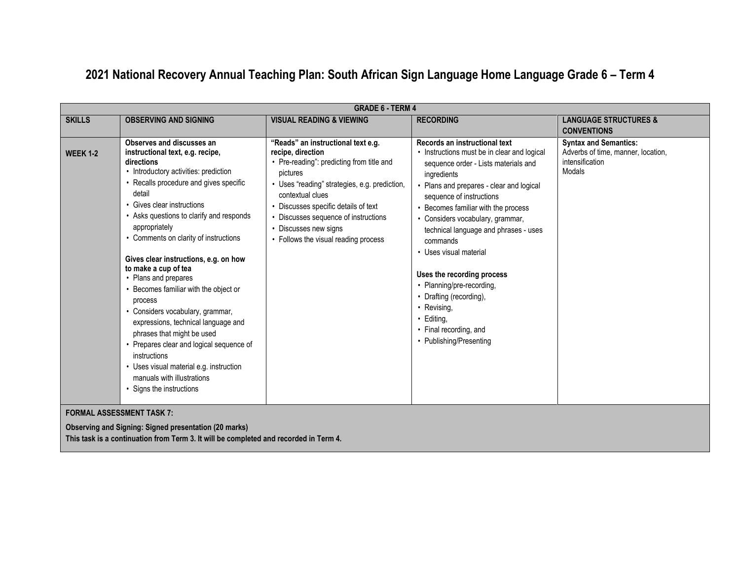# 2021 National Recovery Annual Teaching Plan: South African Sign Language Home Language Grade 6 – Term 4

| GRADE 6 - TERM 4 | | | | |
|---|---|---|---|---|
| **SKILLS** | **OBSERVING AND SIGNING** | **VISUAL READING & VIEWING** | **RECORDING** | **LANGUAGE STRUCTURES & CONVENTIONS** |
| **WEEK 1-2** | **Observes and discusses an instructional text, e.g. recipe, directions**<br>• Introductory activities: prediction<br>• Recalls procedure and gives specific detail<br>• Gives clear instructions<br>• Asks questions to clarify and responds appropriately<br>• Comments on clarity of instructions<br><br>**Gives clear instructions, e.g. on how to make a cup of tea**<br>• Plans and prepares<br>• Becomes familiar with the object or process<br>• Considers vocabulary, grammar, expressions, technical language and phrases that might be used<br>• Prepares clear and logical sequence of instructions<br>• Uses visual material e.g. instruction manuals with illustrations<br>• Signs the instructions | **"Reads" an instructional text e.g. recipe, direction**<br>• Pre-reading": predicting from title and pictures<br>• Uses "reading" strategies, e.g. prediction, contextual clues<br>• Discusses specific details of text<br>• Discusses sequence of instructions<br>• Discusses new signs<br>• Follows the visual reading process | **Records an instructional text**<br>• Instructions must be in clear and logical sequence order - Lists materials and ingredients<br>• Plans and prepares - clear and logical sequence of instructions<br>• Becomes familiar with the process<br>• Considers vocabulary, grammar, technical language and phrases - uses commands<br>• Uses visual material<br><br>**Uses the recording process**<br>• Planning/pre-recording,<br>• Drafting (recording),<br>• Revising,<br>• Editing,<br>• Final recording, and<br>• Publishing/Presenting | **Syntax and Semantics:**<br>Adverbs of time, manner, location, intensification<br>Modals |
| **FORMAL ASSESSMENT TASK 7:**<br><br>**Observing and Signing: Signed presentation (20 marks)**<br>**This task is a continuation from Term 3. It will be completed and recorded in Term 4.** | | | | |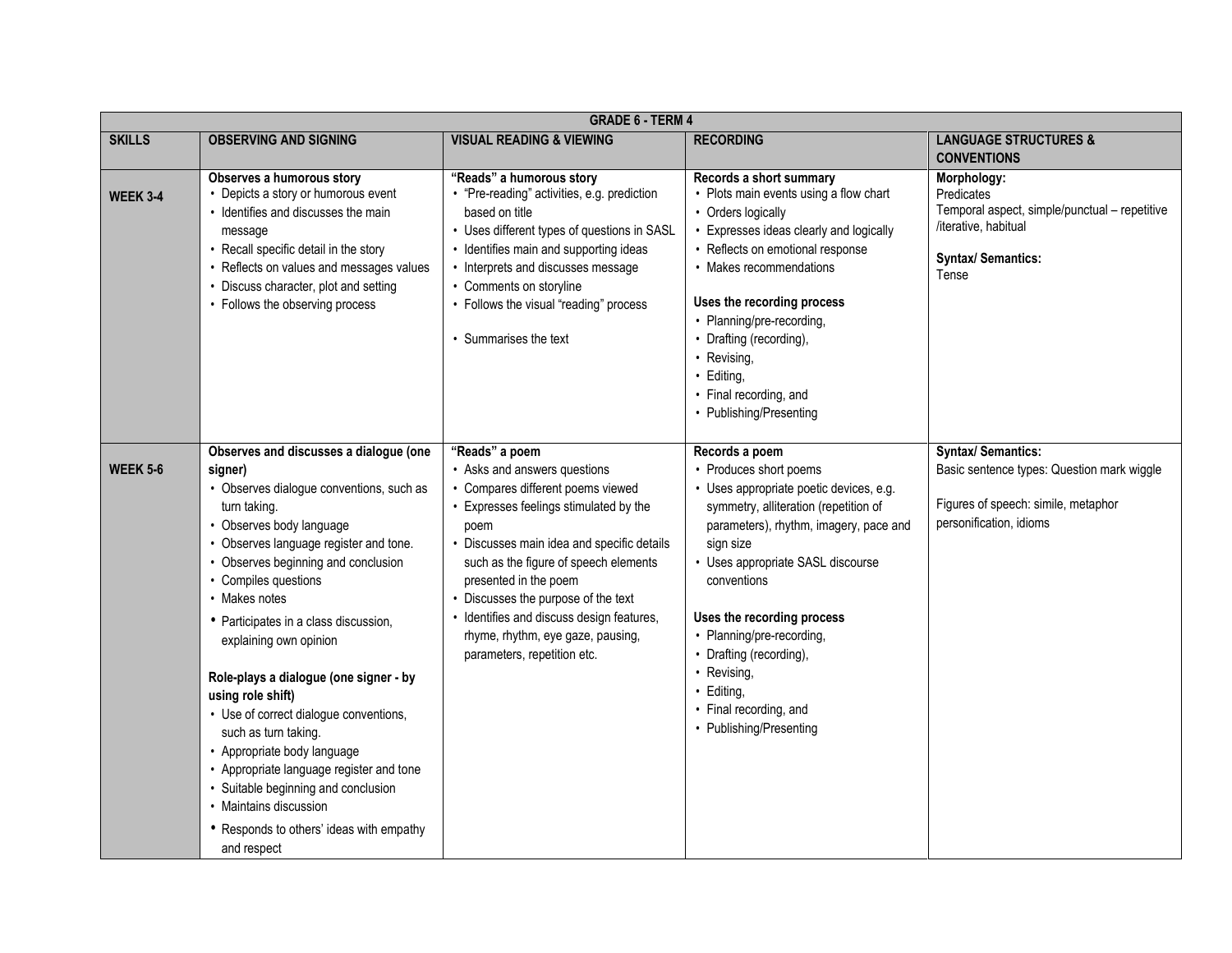| GRADE 6 - TERM 4 | | | | |
|---|---|---|---|---|
| **SKILLS** | **OBSERVING AND SIGNING** | **VISUAL READING & VIEWING** | **RECORDING** | **LANGUAGE STRUCTURES & CONVENTIONS** |
| **WEEK 3-4** | **Observes a humorous story**<br>• Depicts a story or humorous event<br>• Identifies and discusses the main message<br>• Recall specific detail in the story<br>• Reflects on values and messages values<br>• Discuss character, plot and setting<br>• Follows the observing process | **"Reads" a humorous story**<br>• "Pre-reading" activities, e.g. prediction based on title<br>• Uses different types of questions in SASL<br>• Identifies main and supporting ideas<br>• Interprets and discusses message<br>• Comments on storyline<br>• Follows the visual "reading" process<br><br>• Summarises the text | **Records a short summary**<br>• Plots main events using a flow chart<br>• Orders logically<br>• Expresses ideas clearly and logically<br>• Reflects on emotional response<br>• Makes recommendations<br><br>**Uses the recording process**<br>• Planning/pre-recording,<br>• Drafting (recording),<br>• Revising,<br>• Editing,<br>• Final recording, and<br>• Publishing/Presenting | **Morphology:**<br>Predicates<br>Temporal aspect, simple/punctual – repetitive /iterative, habitual<br><br>**Syntax/ Semantics:**<br>Tense |
| **WEEK 5-6** | **Observes and discusses a dialogue (one signer)**<br>• Observes dialogue conventions, such as turn taking.<br>• Observes body language<br>• Observes language register and tone.<br>• Observes beginning and conclusion<br>• Compiles questions<br>• Makes notes<br>• Participates in a class discussion, explaining own opinion<br><br>**Role-plays a dialogue (one signer - by using role shift)**<br>• Use of correct dialogue conventions, such as turn taking.<br>• Appropriate body language<br>• Appropriate language register and tone<br>• Suitable beginning and conclusion<br>• Maintains discussion<br>• Responds to others' ideas with empathy and respect | **"Reads" a poem**<br>• Asks and answers questions<br>• Compares different poems viewed<br>• Expresses feelings stimulated by the poem<br>• Discusses main idea and specific details such as the figure of speech elements presented in the poem<br>• Discusses the purpose of the text<br>• Identifies and discuss design features, rhyme, rhythm, eye gaze, pausing, parameters, repetition etc. | **Records a poem**<br>• Produces short poems<br>• Uses appropriate poetic devices, e.g. symmetry, alliteration (repetition of parameters), rhythm, imagery, pace and sign size<br>• Uses appropriate SASL discourse conventions<br><br>**Uses the recording process**<br>• Planning/pre-recording,<br>• Drafting (recording),<br>• Revising,<br>• Editing,<br>• Final recording, and<br>• Publishing/Presenting | **Syntax/ Semantics:**<br>Basic sentence types: Question mark wiggle<br><br>Figures of speech: simile, metaphor personification, idioms |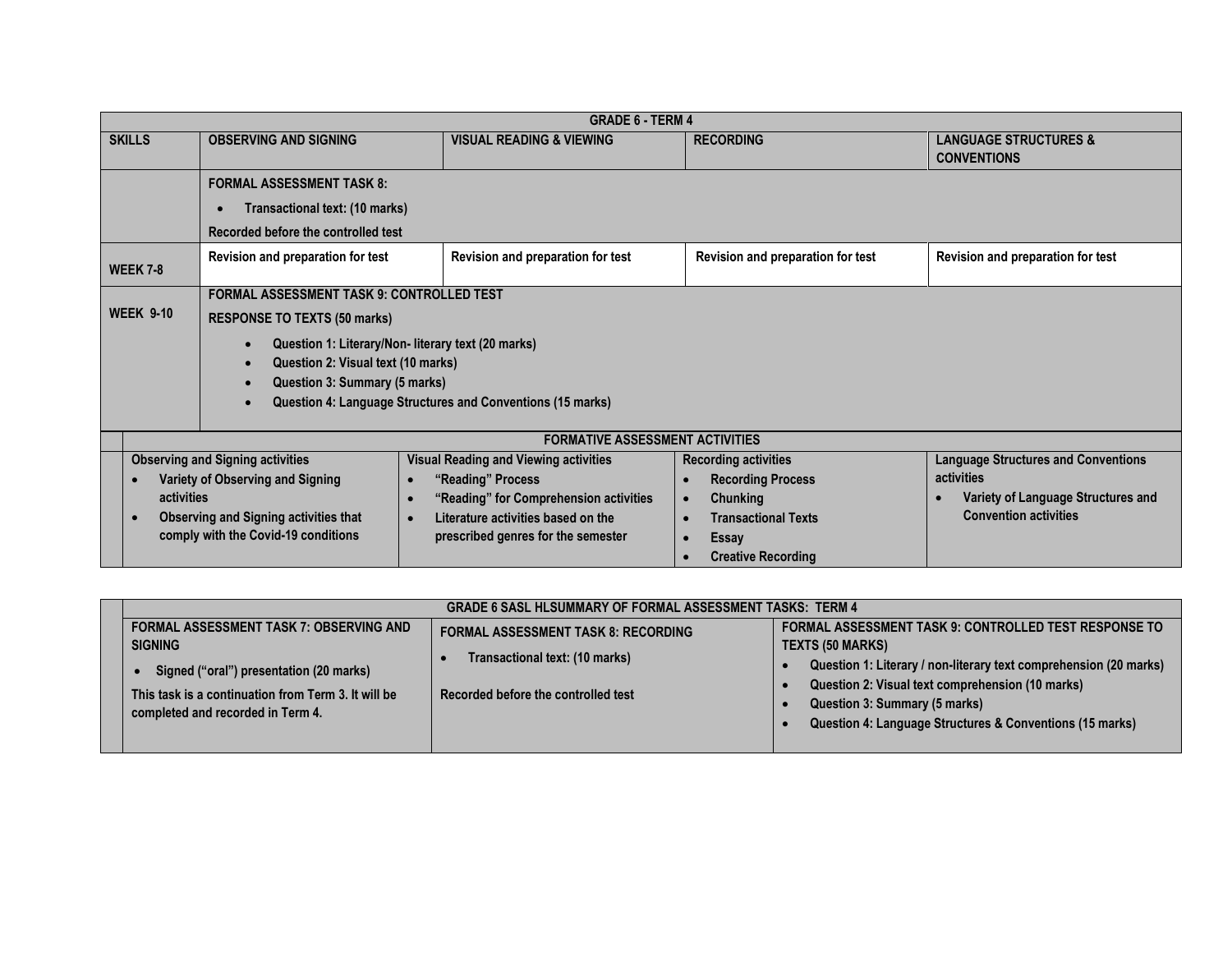| GRADE 6 - TERM 4 | | | | |
|---|---|---|---|---|
| **SKILLS** | **OBSERVING AND SIGNING** | **VISUAL READING & VIEWING** | **RECORDING** | **LANGUAGE STRUCTURES & CONVENTIONS** |
| | **FORMAL ASSESSMENT TASK 8:** <br> • **Transactional text: (10 marks)** <br> **Recorded before the controlled test** | | | |
| **WEEK 7-8** | **Revision and preparation for test** | **Revision and preparation for test** | **Revision and preparation for test** | **Revision and preparation for test** |
| **WEEK 9-10** | **FORMAL ASSESSMENT TASK 9: CONTROLLED TEST** <br> **RESPONSE TO TEXTS (50 marks)** <br> • **Question 1: Literary/Non- literary text (20 marks)** <br> • **Question 2: Visual text (10 marks)** <br> • **Question 3: Summary (5 marks)** <br> • **Question 4: Language Structures and Conventions (15 marks)** | | | |

| FORMATIVE ASSESSMENT ACTIVITIES | | | |
|---|---|---|---|
| **Observing and Signing activities** <br> • **Variety of Observing and Signing activities** <br> • **Observing and Signing activities that comply with the Covid-19 conditions** | **Visual Reading and Viewing activities** <br> • **"Reading" Process** <br> • **"Reading" for Comprehension activities** <br> • **Literature activities based on the prescribed genres for the semester** | **Recording activities** <br> • **Recording Process** <br> • **Chunking** <br> • **Transactional Texts** <br> • **Essay** <br> • **Creative Recording** | **Language Structures and Conventions activities** <br> • **Variety of Language Structures and Convention activities** |

| GRADE 6 SASL HLSUMMARY OF FORMAL ASSESSMENT TASKS: TERM 4 | | |
|---|---|---|
| **FORMAL ASSESSMENT TASK 7: OBSERVING AND SIGNING** <br> • **Signed ("oral") presentation (20 marks)** <br> **This task is a continuation from Term 3. It will be completed and recorded in Term 4.** | **FORMAL ASSESSMENT TASK 8: RECORDING** <br> • **Transactional text: (10 marks)** <br> **Recorded before the controlled test** | **FORMAL ASSESSMENT TASK 9: CONTROLLED TEST RESPONSE TO TEXTS (50 MARKS)** <br> • **Question 1: Literary / non-literary text comprehension (20 marks)** <br> • **Question 2: Visual text comprehension (10 marks)** <br> • **Question 3: Summary (5 marks)** <br> • **Question 4: Language Structures & Conventions (15 marks)** |